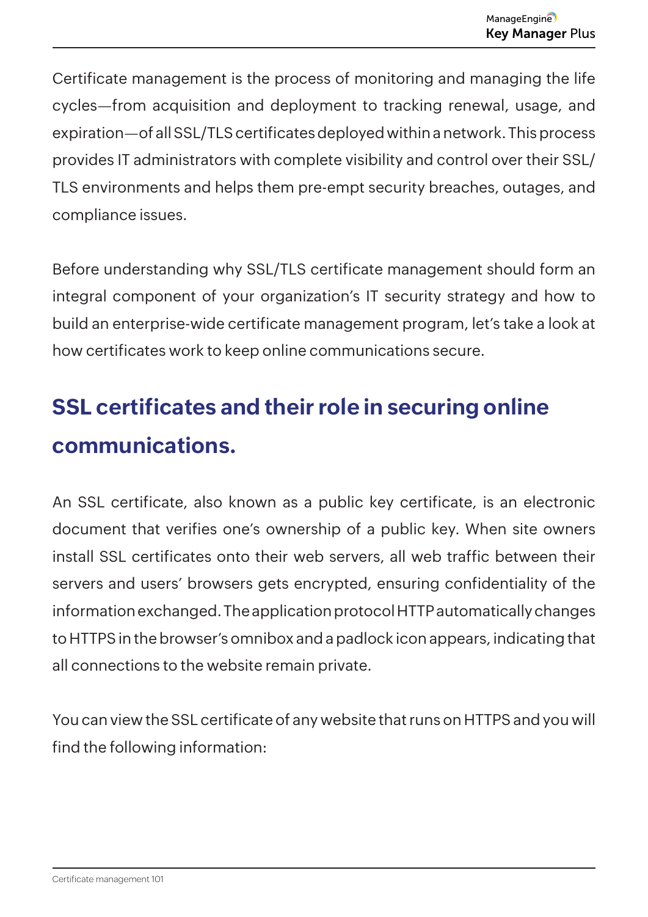Certificate management is the process of monitoring and managing the life cycles—from acquisition and deployment to tracking renewal, usage, and expiration—of all SSL/TLS certificates deployed within a network. This process provides IT administrators with complete visibility and control over their SSL/TLS environments and helps them pre-empt security breaches, outages, and compliance issues.

Before understanding why SSL/TLS certificate management should form an integral component of your organization's IT security strategy and how to build an enterprise-wide certificate management program, let's take a look at how certificates work to keep online communications secure.

## SSL certificates and their role in securing online communications.

An SSL certificate, also known as a public key certificate, is an electronic document that verifies one's ownership of a public key. When site owners install SSL certificates onto their web servers, all web traffic between their servers and users' browsers gets encrypted, ensuring confidentiality of the information exchanged. The application protocol HTTP automatically changes to HTTPS in the browser's omnibox and a padlock icon appears, indicating that all connections to the website remain private.

You can view the SSL certificate of any website that runs on HTTPS and you will find the following information: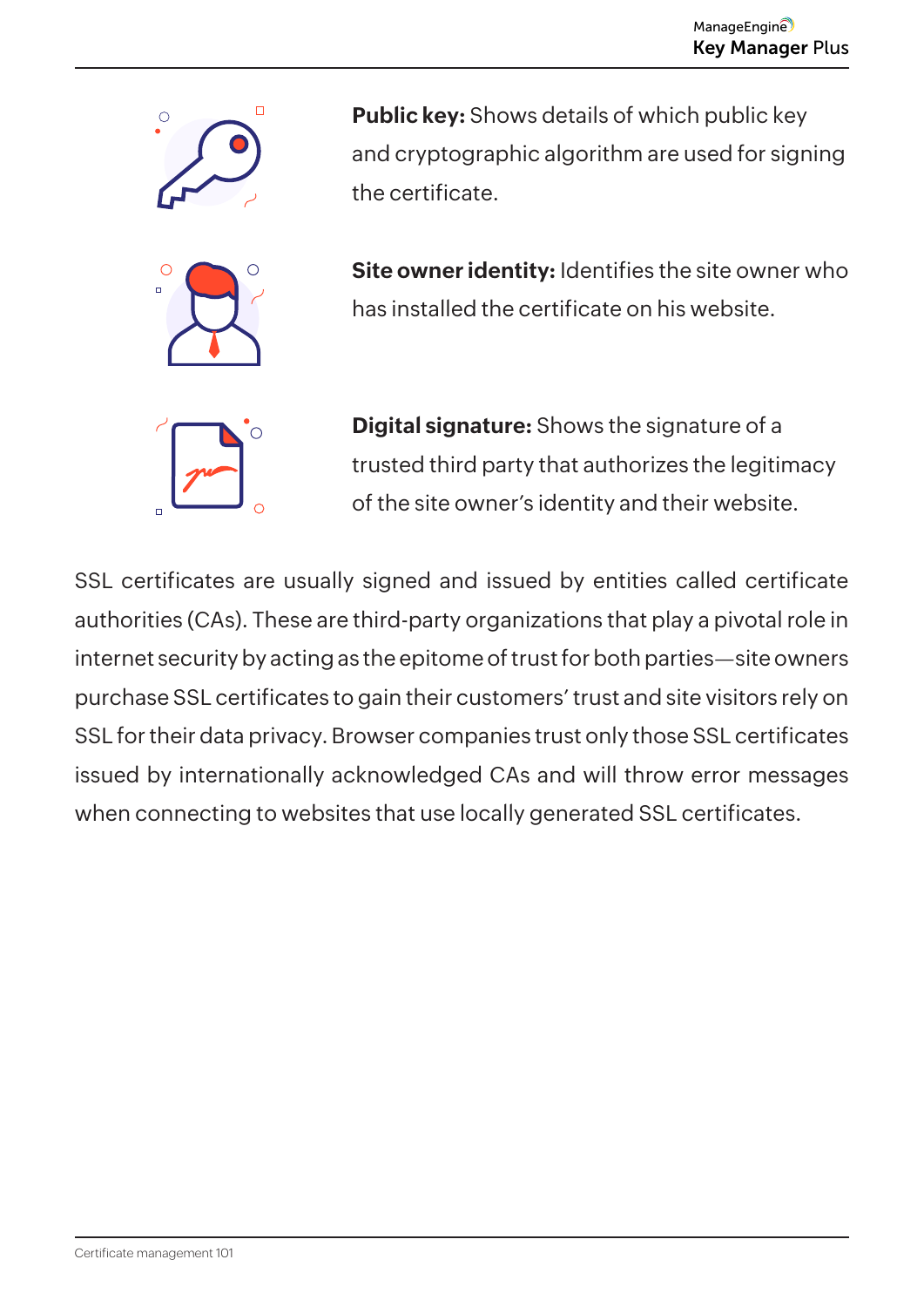**Public key:** Shows details of which public key and cryptographic algorithm are used for signing the certificate.

**Site owner identity:** Identifies the site owner who has installed the certificate on his website.

**Digital signature:** Shows the signature of a trusted third party that authorizes the legitimacy of the site owner's identity and their website.

SSL certificates are usually signed and issued by entities called certificate authorities (CAs). These are third-party organizations that play a pivotal role in internet security by acting as the epitome of trust for both parties—site owners purchase SSL certificates to gain their customers' trust and site visitors rely on SSL for their data privacy. Browser companies trust only those SSL certificates issued by internationally acknowledged CAs and will throw error messages when connecting to websites that use locally generated SSL certificates.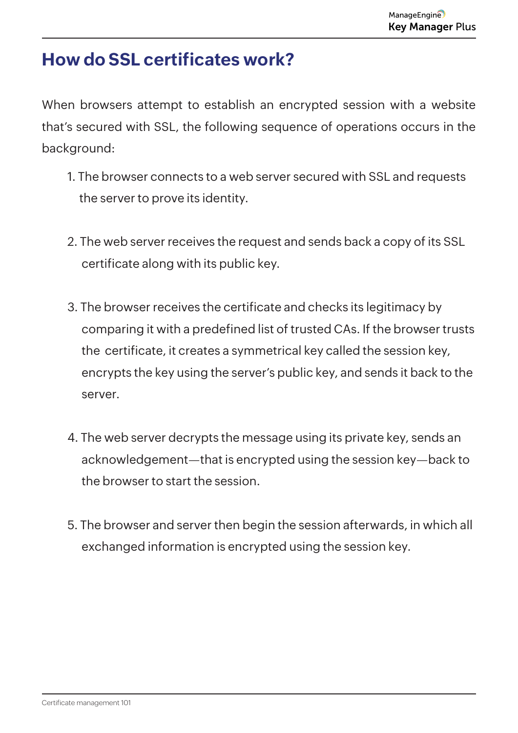# How do SSL certificates work?

When browsers attempt to establish an encrypted session with a website that's secured with SSL, the following sequence of operations occurs in the background:

1. The browser connects to a web server secured with SSL and requests the server to prove its identity.

2. The web server receives the request and sends back a copy of its SSL certificate along with its public key.

3. The browser receives the certificate and checks its legitimacy by comparing it with a predefined list of trusted CAs. If the browser trusts the certificate, it creates a symmetrical key called the session key, encrypts the key using the server's public key, and sends it back to the server.

4. The web server decrypts the message using its private key, sends an acknowledgement—that is encrypted using the session key—back to the browser to start the session.

5. The browser and server then begin the session afterwards, in which all exchanged information is encrypted using the session key.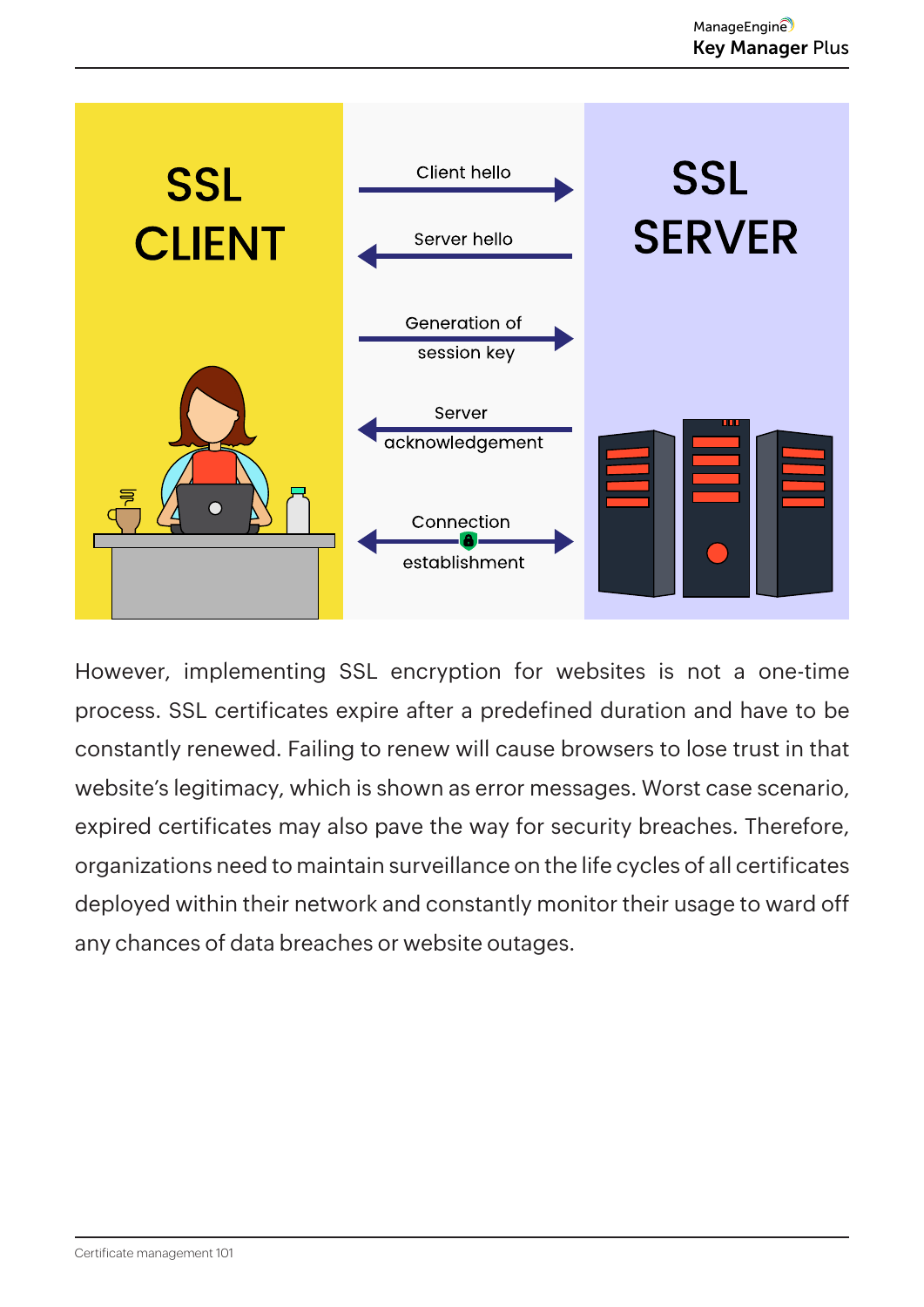SSL CLIENT

SSL SERVER

Client hello

Server hello

Generation of session key

Server acknowledgement

Connection establishment

However, implementing SSL encryption for websites is not a one-time process. SSL certificates expire after a predefined duration and have to be constantly renewed. Failing to renew will cause browsers to lose trust in that website's legitimacy, which is shown as error messages. Worst case scenario, expired certificates may also pave the way for security breaches. Therefore, organizations need to maintain surveillance on the life cycles of all certificates deployed within their network and constantly monitor their usage to ward off any chances of data breaches or website outages.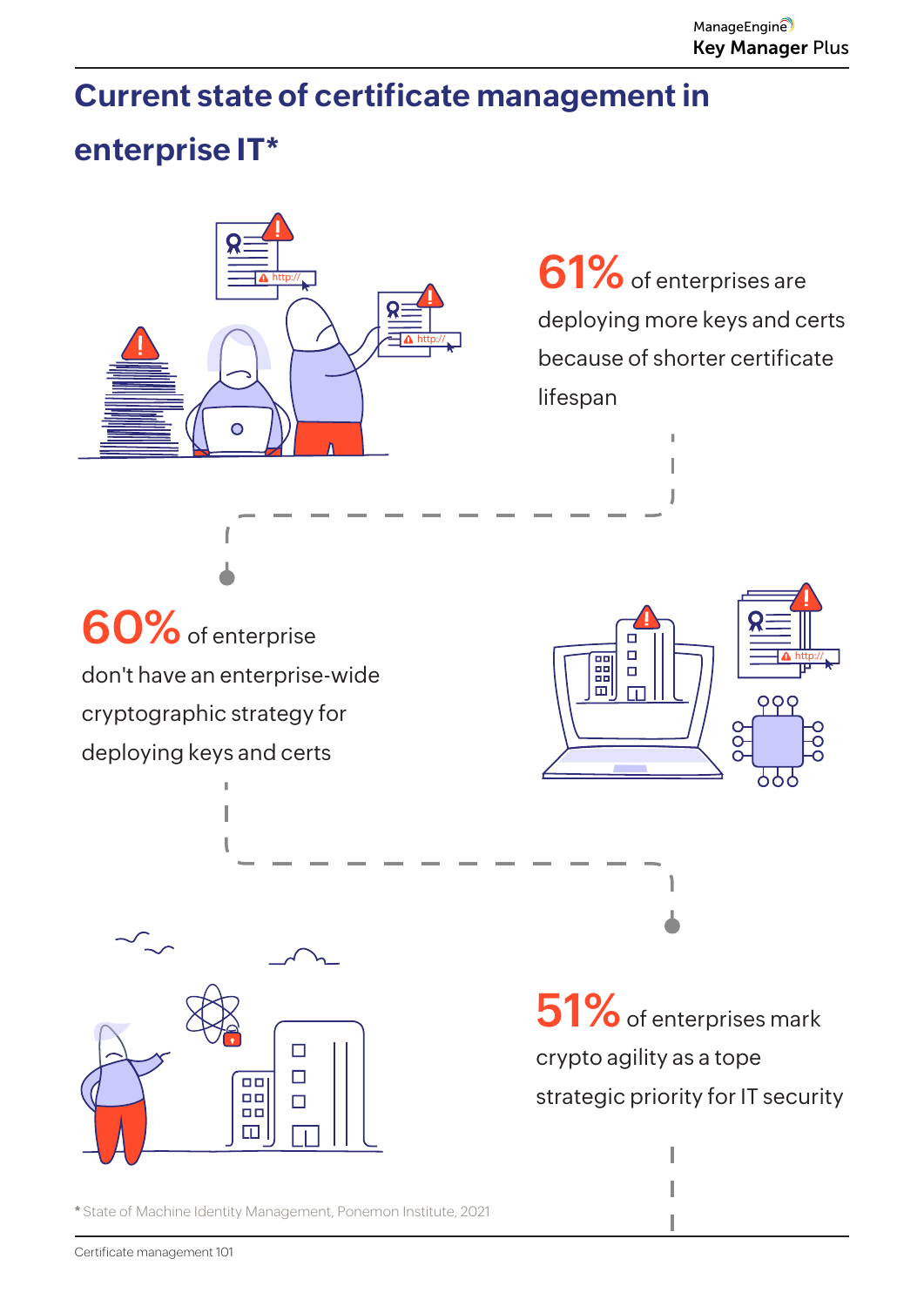# Current state of certificate management in enterprise IT*

**61%** of enterprises are deploying more keys and certs because of shorter certificate lifespan

**60%** of enterprise don't have an enterprise-wide cryptographic strategy for deploying keys and certs

**51%** of enterprises mark crypto agility as a tope strategic priority for IT security

* State of Machine Identity Management, Ponemon Institute, 2021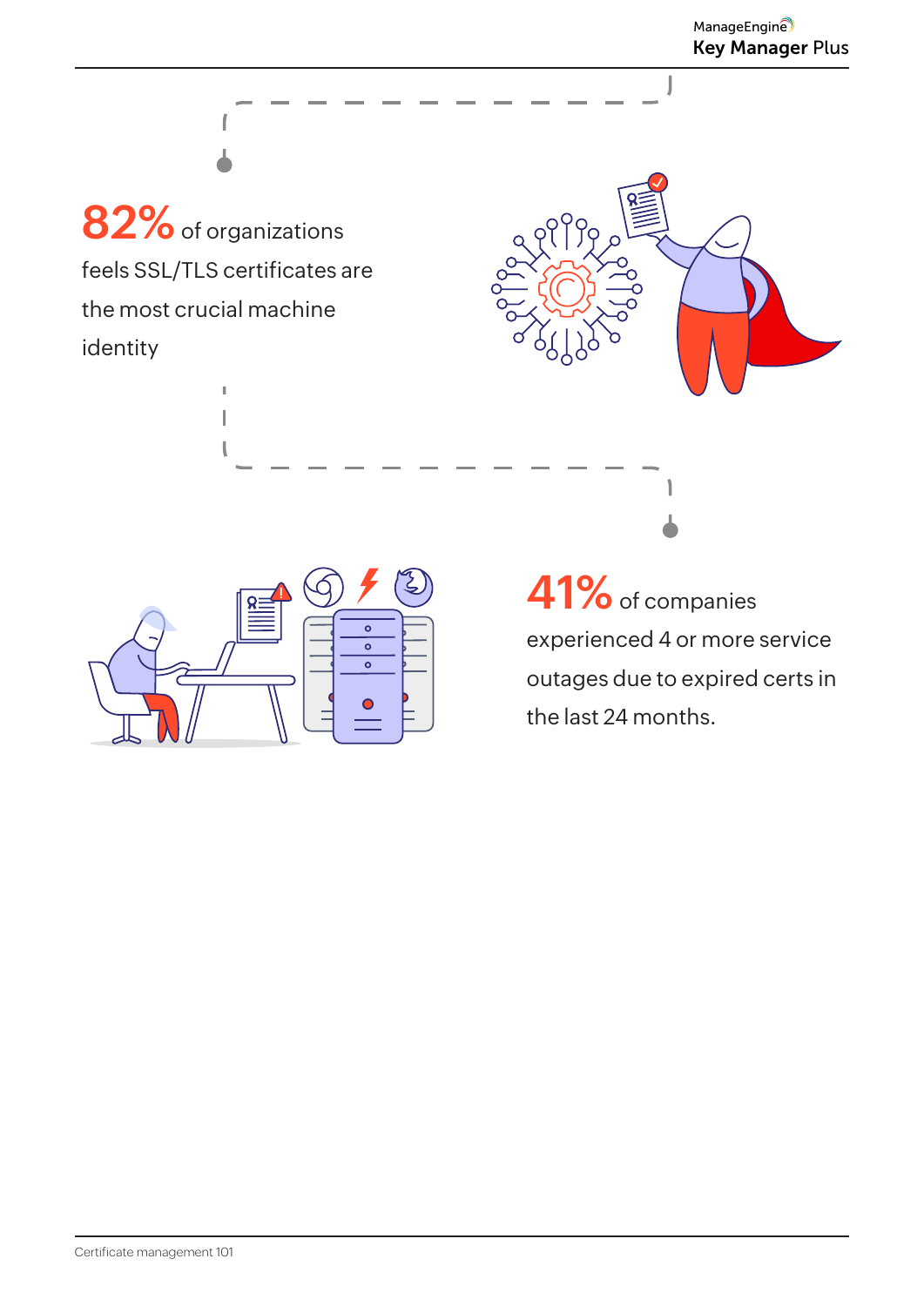**82%** of organizations feels SSL/TLS certificates are the most crucial machine identity

**41%** of companies experienced 4 or more service outages due to expired certs in the last 24 months.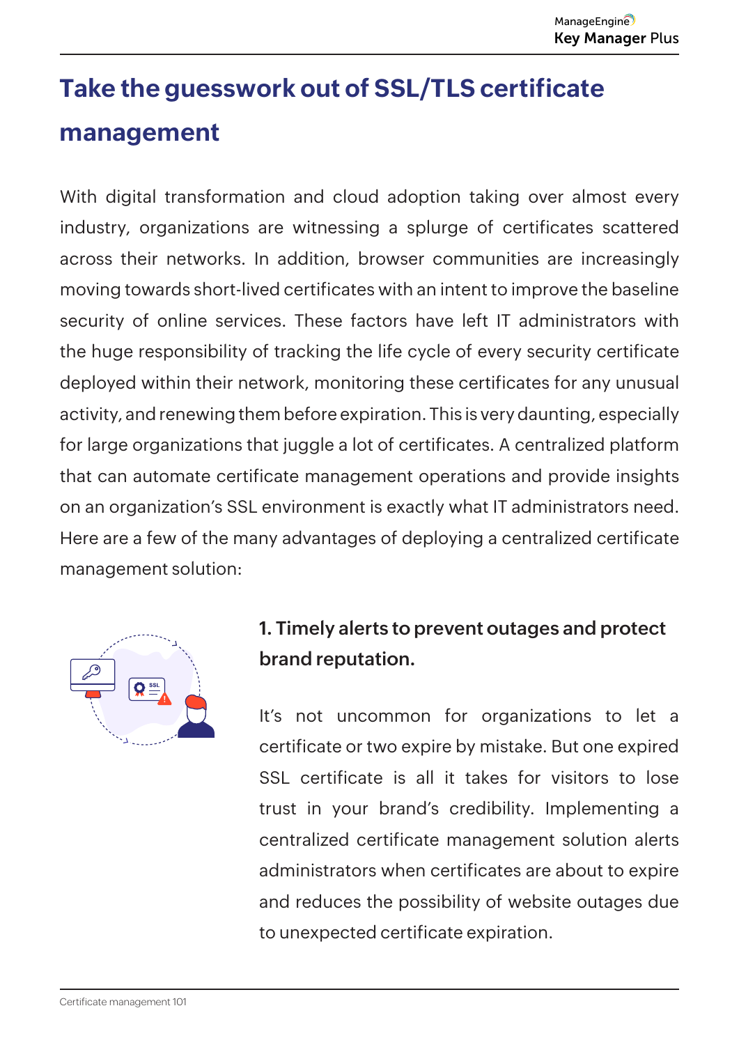# Take the guesswork out of SSL/TLS certificate management

With digital transformation and cloud adoption taking over almost every industry, organizations are witnessing a splurge of certificates scattered across their networks. In addition, browser communities are increasingly moving towards short-lived certificates with an intent to improve the baseline security of online services. These factors have left IT administrators with the huge responsibility of tracking the life cycle of every security certificate deployed within their network, monitoring these certificates for any unusual activity, and renewing them before expiration. This is very daunting, especially for large organizations that juggle a lot of certificates. A centralized platform that can automate certificate management operations and provide insights on an organization's SSL environment is exactly what IT administrators need. Here are a few of the many advantages of deploying a centralized certificate management solution:

## 1. Timely alerts to prevent outages and protect brand reputation.

It's not uncommon for organizations to let a certificate or two expire by mistake. But one expired SSL certificate is all it takes for visitors to lose trust in your brand's credibility. Implementing a centralized certificate management solution alerts administrators when certificates are about to expire and reduces the possibility of website outages due to unexpected certificate expiration.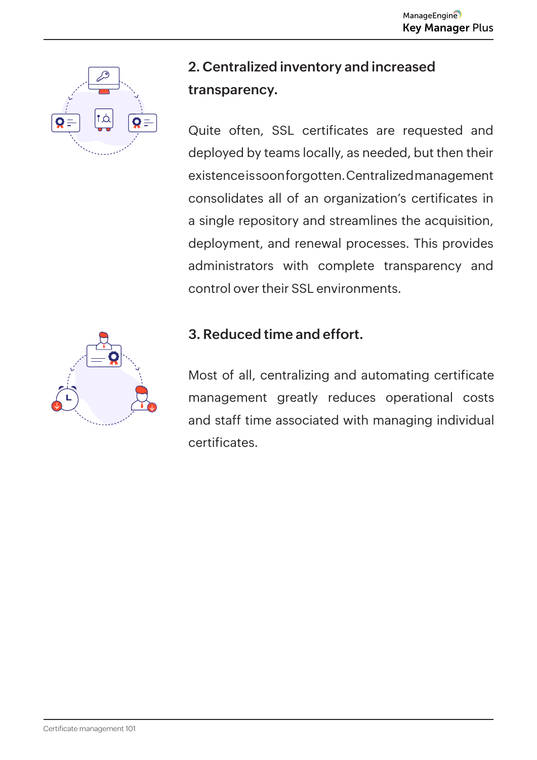## 2. Centralized inventory and increased transparency.

Quite often, SSL certificates are requested and deployed by teams locally, as needed, but then their existence is soon forgotten. Centralized management consolidates all of an organization's certificates in a single repository and streamlines the acquisition, deployment, and renewal processes. This provides administrators with complete transparency and control over their SSL environments.

## 3. Reduced time and effort.

Most of all, centralizing and automating certificate management greatly reduces operational costs and staff time associated with managing individual certificates.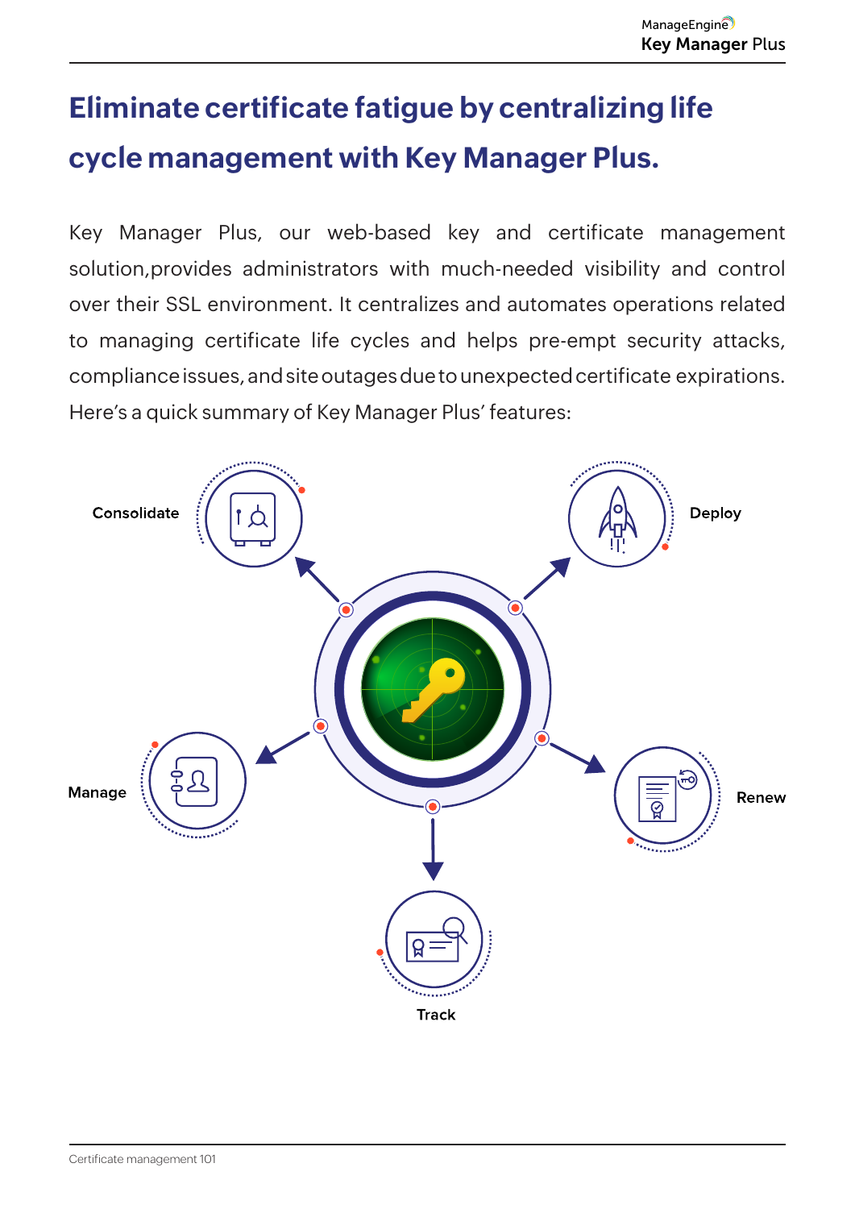# Eliminate certificate fatigue by centralizing life cycle management with Key Manager Plus.

Key Manager Plus, our web-based key and certificate management solution,provides administrators with much-needed visibility and control over their SSL environment. It centralizes and automates operations related to managing certificate life cycles and helps pre-empt security attacks, compliance issues, and site outages due to unexpected certificate expirations. Here's a quick summary of Key Manager Plus' features:

Consolidate

Deploy

Manage

Renew

Track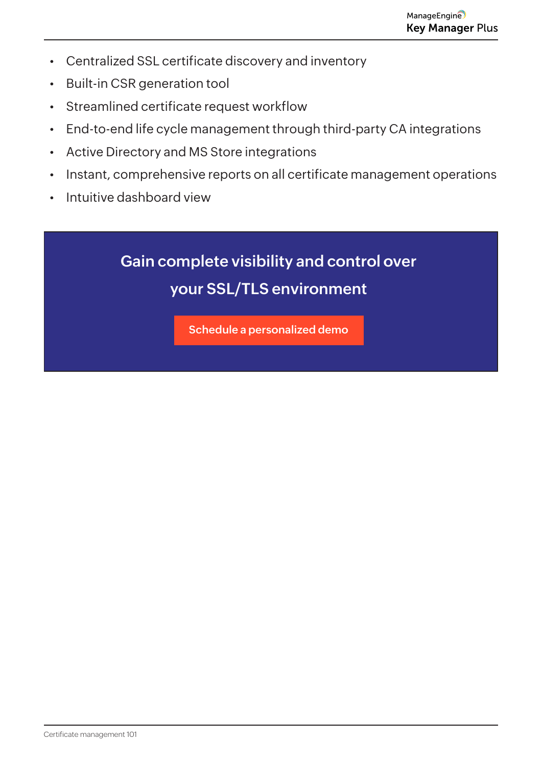- Centralized SSL certificate discovery and inventory
- Built-in CSR generation tool
- Streamlined certificate request workflow
- End-to-end life cycle management through third-party CA integrations
- Active Directory and MS Store integrations
- Instant, comprehensive reports on all certificate management operations
- Intuitive dashboard view

**Gain complete visibility and control over your SSL/TLS environment**

**Schedule a personalized demo**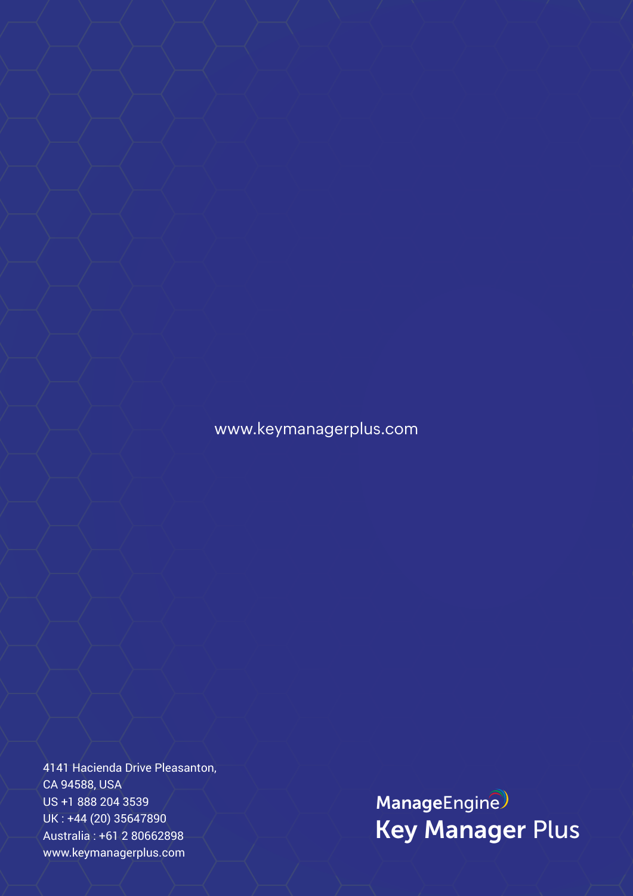www.keymanagerplus.com

4141 Hacienda Drive Pleasanton,
CA 94588, USA
US +1 888 204 3539
UK : +44 (20) 35647890
Australia : +61 2 80662898
www.keymanagerplus.com

ManageEngine
**Key Manager** Plus